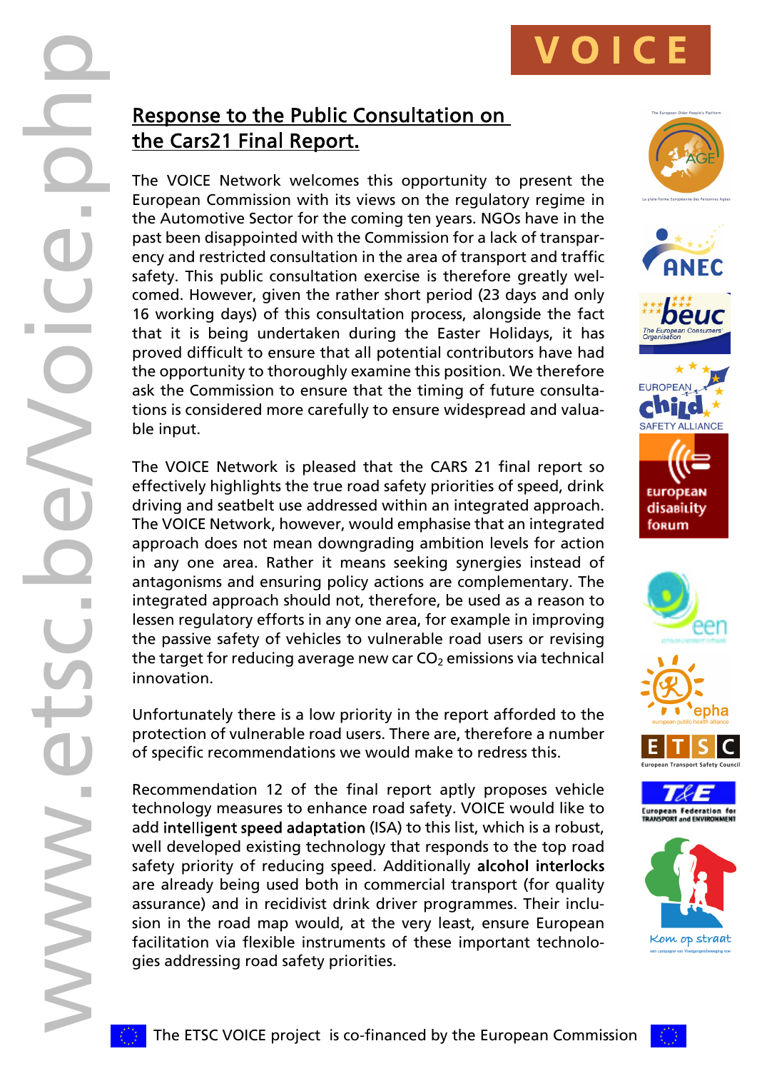# Response to the Public Consultation on the Cars21 Final Report.

The VOICE Network welcomes this opportunity to present the European Commission with its views on the regulatory regime in the Automotive Sector for the coming ten years. NGOs have in the past been disappointed with the Commission for a lack of transparency and restricted consultation in the area of transport and traffic safety. This public consultation exercise is therefore greatly welcomed. However, given the rather short period (23 days and only 16 working days) of this consultation process, alongside the fact that it is being undertaken during the Easter Holidays, it has proved difficult to ensure that all potential contributors have had the opportunity to thoroughly examine this position. We therefore ask the Commission to ensure that the timing of future consultations is considered more carefully to ensure widespread and valuable input.

The VOICE Network is pleased that the CARS 21 final report so effectively highlights the true road safety priorities of speed, drink driving and seatbelt use addressed within an integrated approach. The VOICE Network, however, would emphasise that an integrated approach does not mean downgrading ambition levels for action in any one area. Rather it means seeking synergies instead of antagonisms and ensuring policy actions are complementary. The integrated approach should not, therefore, be used as a reason to lessen regulatory efforts in any one area, for example in improving the passive safety of vehicles to vulnerable road users or revising the target for reducing average new car $CO_2$ emissions via technical innovation.

Unfortunately there is a low priority in the report afforded to the protection of vulnerable road users. There are, therefore a number of specific recommendations we would make to redress this.

Recommendation 12 of the final report aptly proposes vehicle technology measures to enhance road safety. VOICE would like to add intelligent speed adaptation (ISA) to this list, which is a robust, well developed existing technology that responds to the top road safety priority of reducing speed. Additionally alcohol interlocks are already being used both in commercial transport (for quality assurance) and in recidivist drink driver programmes. Their inclusion in the road map would, at the very least, ensure European facilitation via flexible instruments of these important technologies addressing road safety priorities.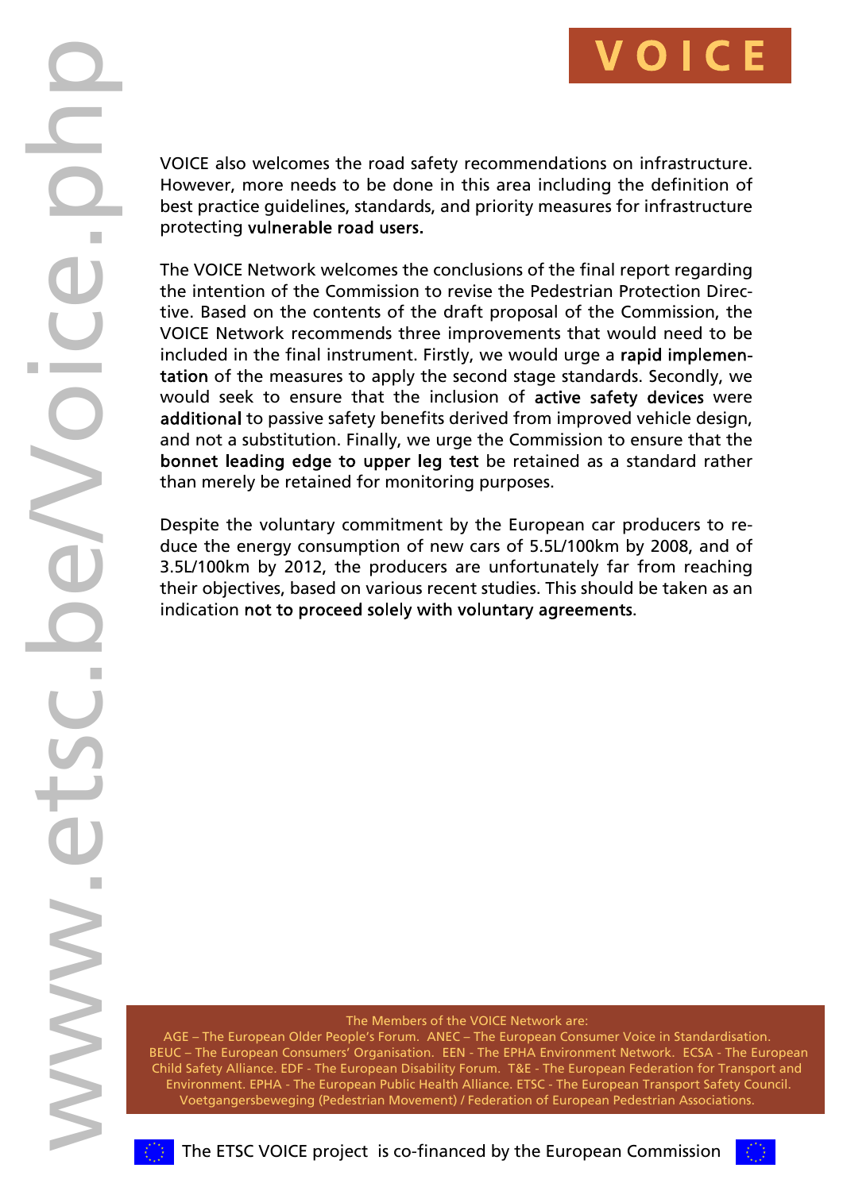VOICE also welcomes the road safety recommendations on infrastructure. However, more needs to be done in this area including the definition of best practice guidelines, standards, and priority measures for infrastructure protecting **vulnerable road users.**

The VOICE Network welcomes the conclusions of the final report regarding the intention of the Commission to revise the Pedestrian Protection Directive. Based on the contents of the draft proposal of the Commission, the VOICE Network recommends three improvements that would need to be included in the final instrument. Firstly, we would urge a **rapid implementation** of the measures to apply the second stage standards. Secondly, we would seek to ensure that the inclusion of **active safety devices** were **additional** to passive safety benefits derived from improved vehicle design, and not a substitution. Finally, we urge the Commission to ensure that the **bonnet leading edge to upper leg test** be retained as a standard rather than merely be retained for monitoring purposes.

Despite the voluntary commitment by the European car producers to reduce the energy consumption of new cars of 5.5L/100km by 2008, and of 3.5L/100km by 2012, the producers are unfortunately far from reaching their objectives, based on various recent studies. This should be taken as an indication **not to proceed solely with voluntary agreements**.

The Members of the VOICE Network are:
AGE – The European Older People's Forum. ANEC – The European Consumer Voice in Standardisation. BEUC – The European Consumers' Organisation. EEN - The EPHA Environment Network. ECSA - The European Child Safety Alliance. EDF - The European Disability Forum. T&E - The European Federation for Transport and Environment. EPHA - The European Public Health Alliance. ETSC - The European Transport Safety Council. Voetgangersbeweging (Pedestrian Movement) / Federation of European Pedestrian Associations.

The ETSC VOICE project is co-financed by the European Commission